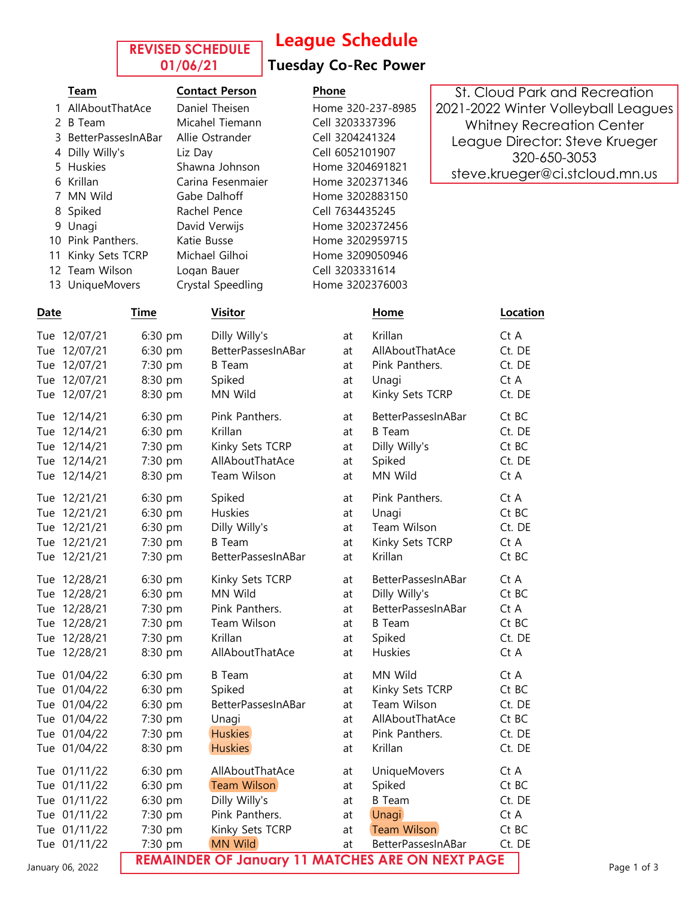**REVISED SCHEDULE 01/06/21**

# League Schedule

## Tuesday Co-Rec Power

St. Cloud Park and Recreation
2021-2022 Winter Volleyball Leagues
Whitney Recreation Center
League Director: Steve Krueger
320-650-3053
steve.krueger@ci.stcloud.mn.us

| | Team | Contact Person | Phone |
|---|---|---|---|
| 1 | AllAboutThatAce | Daniel Theisen | Home 320-237-8985 |
| 2 | B Team | Micahel Tiemann | Cell 3203337396 |
| 3 | BetterPassesInABar | Allie Ostrander | Cell 3204241324 |
| 4 | Dilly Willy's | Liz Day | Cell 6052101907 |
| 5 | Huskies | Shawna Johnson | Home 3204691821 |
| 6 | Krillan | Carina Fesenmaier | Home 3202371346 |
| 7 | MN Wild | Gabe Dalhoff | Home 3202883150 |
| 8 | Spiked | Rachel Pence | Cell 7634435245 |
| 9 | Unagi | David Verwijs | Home 3202372456 |
| 10 | Pink Panthers. | Katie Busse | Home 3202959715 |
| 11 | Kinky Sets TCRP | Michael Gilhoi | Home 3209050946 |
| 12 | Team Wilson | Logan Bauer | Cell 3203331614 |
| 13 | UniqueMovers | Crystal Speedling | Home 3202376003 |

| Date | Time | Visitor | | Home | Location |
|---|---|---|---|---|---|
| Tue 12/07/21 | 6:30 pm | Dilly Willy's | at | Krillan | Ct A |
| Tue 12/07/21 | 6:30 pm | BetterPassesInABar | at | AllAboutThatAce | Ct. DE |
| Tue 12/07/21 | 7:30 pm | B Team | at | Pink Panthers. | Ct. DE |
| Tue 12/07/21 | 8:30 pm | Spiked | at | Unagi | Ct A |
| Tue 12/07/21 | 8:30 pm | MN Wild | at | Kinky Sets TCRP | Ct. DE |
| Tue 12/14/21 | 6:30 pm | Pink Panthers. | at | BetterPassesInABar | Ct BC |
| Tue 12/14/21 | 6:30 pm | Krillan | at | B Team | Ct. DE |
| Tue 12/14/21 | 7:30 pm | Kinky Sets TCRP | at | Dilly Willy's | Ct BC |
| Tue 12/14/21 | 7:30 pm | AllAboutThatAce | at | Spiked | Ct. DE |
| Tue 12/14/21 | 8:30 pm | Team Wilson | at | MN Wild | Ct A |
| Tue 12/21/21 | 6:30 pm | Spiked | at | Pink Panthers. | Ct A |
| Tue 12/21/21 | 6:30 pm | Huskies | at | Unagi | Ct BC |
| Tue 12/21/21 | 6:30 pm | Dilly Willy's | at | Team Wilson | Ct. DE |
| Tue 12/21/21 | 7:30 pm | B Team | at | Kinky Sets TCRP | Ct A |
| Tue 12/21/21 | 7:30 pm | BetterPassesInABar | at | Krillan | Ct BC |
| Tue 12/28/21 | 6:30 pm | Kinky Sets TCRP | at | BetterPassesInABar | Ct A |
| Tue 12/28/21 | 6:30 pm | MN Wild | at | Dilly Willy's | Ct BC |
| Tue 12/28/21 | 7:30 pm | Pink Panthers. | at | BetterPassesInABar | Ct A |
| Tue 12/28/21 | 7:30 pm | Team Wilson | at | B Team | Ct BC |
| Tue 12/28/21 | 7:30 pm | Krillan | at | Spiked | Ct. DE |
| Tue 12/28/21 | 8:30 pm | AllAboutThatAce | at | Huskies | Ct A |
| Tue 01/04/22 | 6:30 pm | B Team | at | MN Wild | Ct A |
| Tue 01/04/22 | 6:30 pm | Spiked | at | Kinky Sets TCRP | Ct BC |
| Tue 01/04/22 | 6:30 pm | BetterPassesInABar | at | Team Wilson | Ct. DE |
| Tue 01/04/22 | 7:30 pm | Unagi | at | AllAboutThatAce | Ct BC |
| Tue 01/04/22 | 7:30 pm | Huskies | at | Pink Panthers. | Ct. DE |
| Tue 01/04/22 | 8:30 pm | Huskies | at | Krillan | Ct. DE |
| Tue 01/11/22 | 6:30 pm | AllAboutThatAce | at | UniqueMovers | Ct A |
| Tue 01/11/22 | 6:30 pm | Team Wilson | at | Spiked | Ct BC |
| Tue 01/11/22 | 6:30 pm | Dilly Willy's | at | B Team | Ct. DE |
| Tue 01/11/22 | 7:30 pm | Pink Panthers. | at | Unagi | Ct A |
| Tue 01/11/22 | 7:30 pm | Kinky Sets TCRP | at | Team Wilson | Ct BC |
| Tue 01/11/22 | 7:30 pm | MN Wild | at | BetterPassesInABar | Ct. DE |

**REMAINDER OF January 11 MATCHES ARE ON NEXT PAGE**

January 06, 2022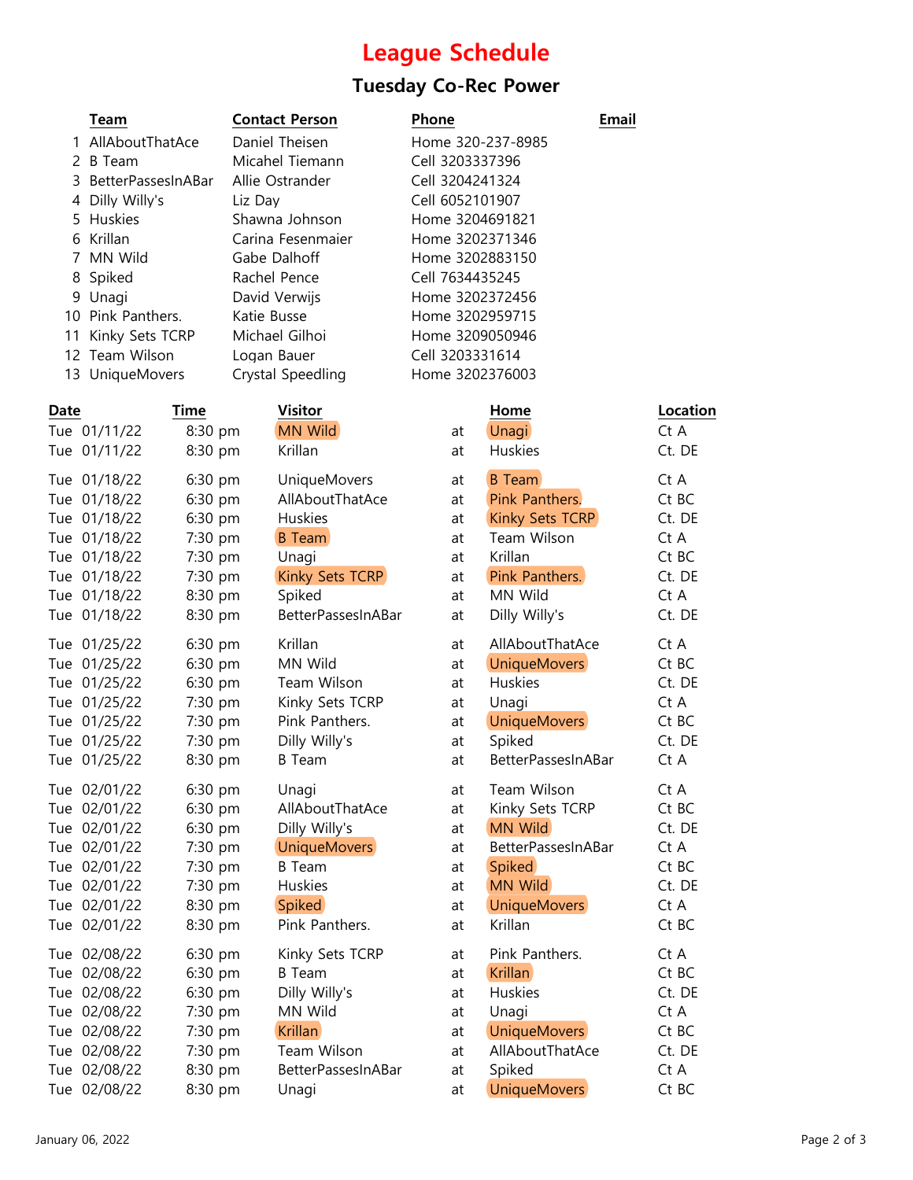# League Schedule

## Tuesday Co-Rec Power

| | Team | Contact Person | Phone | Email |
|---|---|---|---|---|
| 1 | AllAboutThatAce | Daniel Theisen | Home 320-237-8985 | |
| 2 | B Team | Micahel Tiemann | Cell 3203337396 | |
| 3 | BetterPassesInABar | Allie Ostrander | Cell 3204241324 | |
| 4 | Dilly Willy's | Liz Day | Cell 6052101907 | |
| 5 | Huskies | Shawna Johnson | Home 3204691821 | |
| 6 | Krillan | Carina Fesenmaier | Home 3202371346 | |
| 7 | MN Wild | Gabe Dalhoff | Home 3202883150 | |
| 8 | Spiked | Rachel Pence | Cell 7634435245 | |
| 9 | Unagi | David Verwijs | Home 3202372456 | |
| 10 | Pink Panthers. | Katie Busse | Home 3202959715 | |
| 11 | Kinky Sets TCRP | Michael Gilhoi | Home 3209050946 | |
| 12 | Team Wilson | Logan Bauer | Cell 3203331614 | |
| 13 | UniqueMovers | Crystal Speedling | Home 3202376003 | |

| Date | Time | Visitor | | Home | Location |
|---|---|---|---|---|---|
| Tue 01/11/22 | 8:30 pm | MN Wild | at | Unagi | Ct A |
| Tue 01/11/22 | 8:30 pm | Krillan | at | Huskies | Ct. DE |
| Tue 01/18/22 | 6:30 pm | UniqueMovers | at | B Team | Ct A |
| Tue 01/18/22 | 6:30 pm | AllAboutThatAce | at | Pink Panthers. | Ct BC |
| Tue 01/18/22 | 6:30 pm | Huskies | at | Kinky Sets TCRP | Ct. DE |
| Tue 01/18/22 | 7:30 pm | B Team | at | Team Wilson | Ct A |
| Tue 01/18/22 | 7:30 pm | Unagi | at | Krillan | Ct BC |
| Tue 01/18/22 | 7:30 pm | Kinky Sets TCRP | at | Pink Panthers. | Ct. DE |
| Tue 01/18/22 | 8:30 pm | Spiked | at | MN Wild | Ct A |
| Tue 01/18/22 | 8:30 pm | BetterPassesInABar | at | Dilly Willy's | Ct. DE |
| Tue 01/25/22 | 6:30 pm | Krillan | at | AllAboutThatAce | Ct A |
| Tue 01/25/22 | 6:30 pm | MN Wild | at | UniqueMovers | Ct BC |
| Tue 01/25/22 | 6:30 pm | Team Wilson | at | Huskies | Ct. DE |
| Tue 01/25/22 | 7:30 pm | Kinky Sets TCRP | at | Unagi | Ct A |
| Tue 01/25/22 | 7:30 pm | Pink Panthers. | at | UniqueMovers | Ct BC |
| Tue 01/25/22 | 7:30 pm | Dilly Willy's | at | Spiked | Ct. DE |
| Tue 01/25/22 | 8:30 pm | B Team | at | BetterPassesInABar | Ct A |
| Tue 02/01/22 | 6:30 pm | Unagi | at | Team Wilson | Ct A |
| Tue 02/01/22 | 6:30 pm | AllAboutThatAce | at | Kinky Sets TCRP | Ct BC |
| Tue 02/01/22 | 6:30 pm | Dilly Willy's | at | MN Wild | Ct. DE |
| Tue 02/01/22 | 7:30 pm | UniqueMovers | at | BetterPassesInABar | Ct A |
| Tue 02/01/22 | 7:30 pm | B Team | at | Spiked | Ct BC |
| Tue 02/01/22 | 7:30 pm | Huskies | at | MN Wild | Ct. DE |
| Tue 02/01/22 | 8:30 pm | Spiked | at | UniqueMovers | Ct A |
| Tue 02/01/22 | 8:30 pm | Pink Panthers. | at | Krillan | Ct BC |
| Tue 02/08/22 | 6:30 pm | Kinky Sets TCRP | at | Pink Panthers. | Ct A |
| Tue 02/08/22 | 6:30 pm | B Team | at | Krillan | Ct BC |
| Tue 02/08/22 | 6:30 pm | Dilly Willy's | at | Huskies | Ct. DE |
| Tue 02/08/22 | 7:30 pm | MN Wild | at | Unagi | Ct A |
| Tue 02/08/22 | 7:30 pm | Krillan | at | UniqueMovers | Ct BC |
| Tue 02/08/22 | 7:30 pm | Team Wilson | at | AllAboutThatAce | Ct. DE |
| Tue 02/08/22 | 8:30 pm | BetterPassesInABar | at | Spiked | Ct A |
| Tue 02/08/22 | 8:30 pm | Unagi | at | UniqueMovers | Ct BC |

January 06, 2022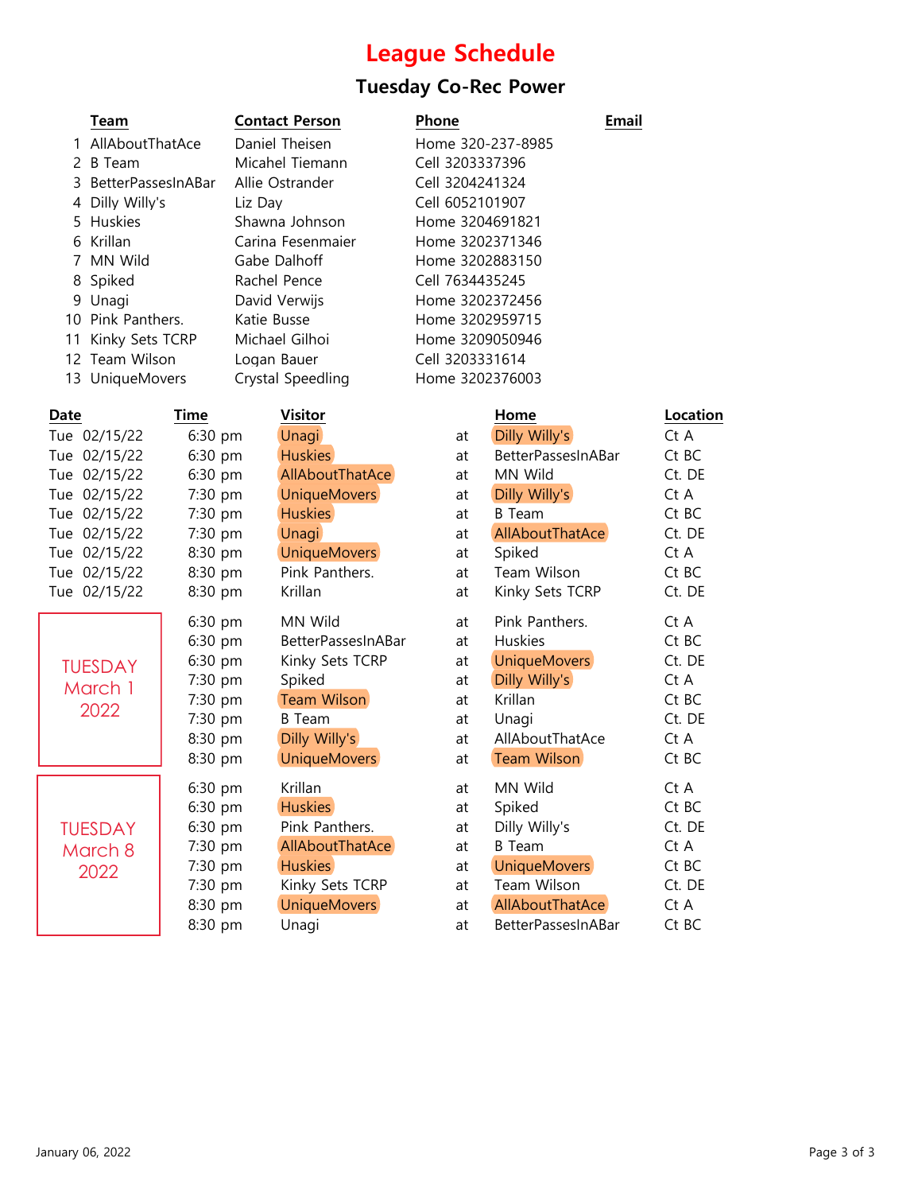# League Schedule

## Tuesday Co-Rec Power

| | Team | Contact Person | Phone | Email |
|---|---|---|---|---|
| 1 | AllAboutThatAce | Daniel Theisen | Home 320-237-8985 | |
| 2 | B Team | Micahel Tiemann | Cell 3203337396 | |
| 3 | BetterPassesInABar | Allie Ostrander | Cell 3204241324 | |
| 4 | Dilly Willy's | Liz Day | Cell 6052101907 | |
| 5 | Huskies | Shawna Johnson | Home 3204691821 | |
| 6 | Krillan | Carina Fesenmaier | Home 3202371346 | |
| 7 | MN Wild | Gabe Dalhoff | Home 3202883150 | |
| 8 | Spiked | Rachel Pence | Cell 7634435245 | |
| 9 | Unagi | David Verwijs | Home 3202372456 | |
| 10 | Pink Panthers. | Katie Busse | Home 3202959715 | |
| 11 | Kinky Sets TCRP | Michael Gilhoi | Home 3209050946 | |
| 12 | Team Wilson | Logan Bauer | Cell 3203331614 | |
| 13 | UniqueMovers | Crystal Speedling | Home 3202376003 | |

| Date | Time | Visitor | | Home | Location |
|---|---|---|---|---|---|
| Tue 02/15/22 | 6:30 pm | Unagi | at | Dilly Willy's | Ct A |
| Tue 02/15/22 | 6:30 pm | Huskies | at | BetterPassesInABar | Ct BC |
| Tue 02/15/22 | 6:30 pm | AllAboutThatAce | at | MN Wild | Ct. DE |
| Tue 02/15/22 | 7:30 pm | UniqueMovers | at | Dilly Willy's | Ct A |
| Tue 02/15/22 | 7:30 pm | Huskies | at | B Team | Ct BC |
| Tue 02/15/22 | 7:30 pm | Unagi | at | AllAboutThatAce | Ct. DE |
| Tue 02/15/22 | 8:30 pm | UniqueMovers | at | Spiked | Ct A |
| Tue 02/15/22 | 8:30 pm | Pink Panthers. | at | Team Wilson | Ct BC |
| Tue 02/15/22 | 8:30 pm | Krillan | at | Kinky Sets TCRP | Ct. DE |
| TUESDAY March 1 2022 | 6:30 pm | MN Wild | at | Pink Panthers. | Ct A |
| | 6:30 pm | BetterPassesInABar | at | Huskies | Ct BC |
| | 6:30 pm | Kinky Sets TCRP | at | UniqueMovers | Ct. DE |
| | 7:30 pm | Spiked | at | Dilly Willy's | Ct A |
| | 7:30 pm | Team Wilson | at | Krillan | Ct BC |
| | 7:30 pm | B Team | at | Unagi | Ct. DE |
| | 8:30 pm | Dilly Willy's | at | AllAboutThatAce | Ct A |
| | 8:30 pm | UniqueMovers | at | Team Wilson | Ct BC |
| TUESDAY March 8 2022 | 6:30 pm | Krillan | at | MN Wild | Ct A |
| | 6:30 pm | Huskies | at | Spiked | Ct BC |
| | 6:30 pm | Pink Panthers. | at | Dilly Willy's | Ct. DE |
| | 7:30 pm | AllAboutThatAce | at | B Team | Ct A |
| | 7:30 pm | Huskies | at | UniqueMovers | Ct BC |
| | 7:30 pm | Kinky Sets TCRP | at | Team Wilson | Ct. DE |
| | 8:30 pm | UniqueMovers | at | AllAboutThatAce | Ct A |
| | 8:30 pm | Unagi | at | BetterPassesInABar | Ct BC |

January 06, 2022